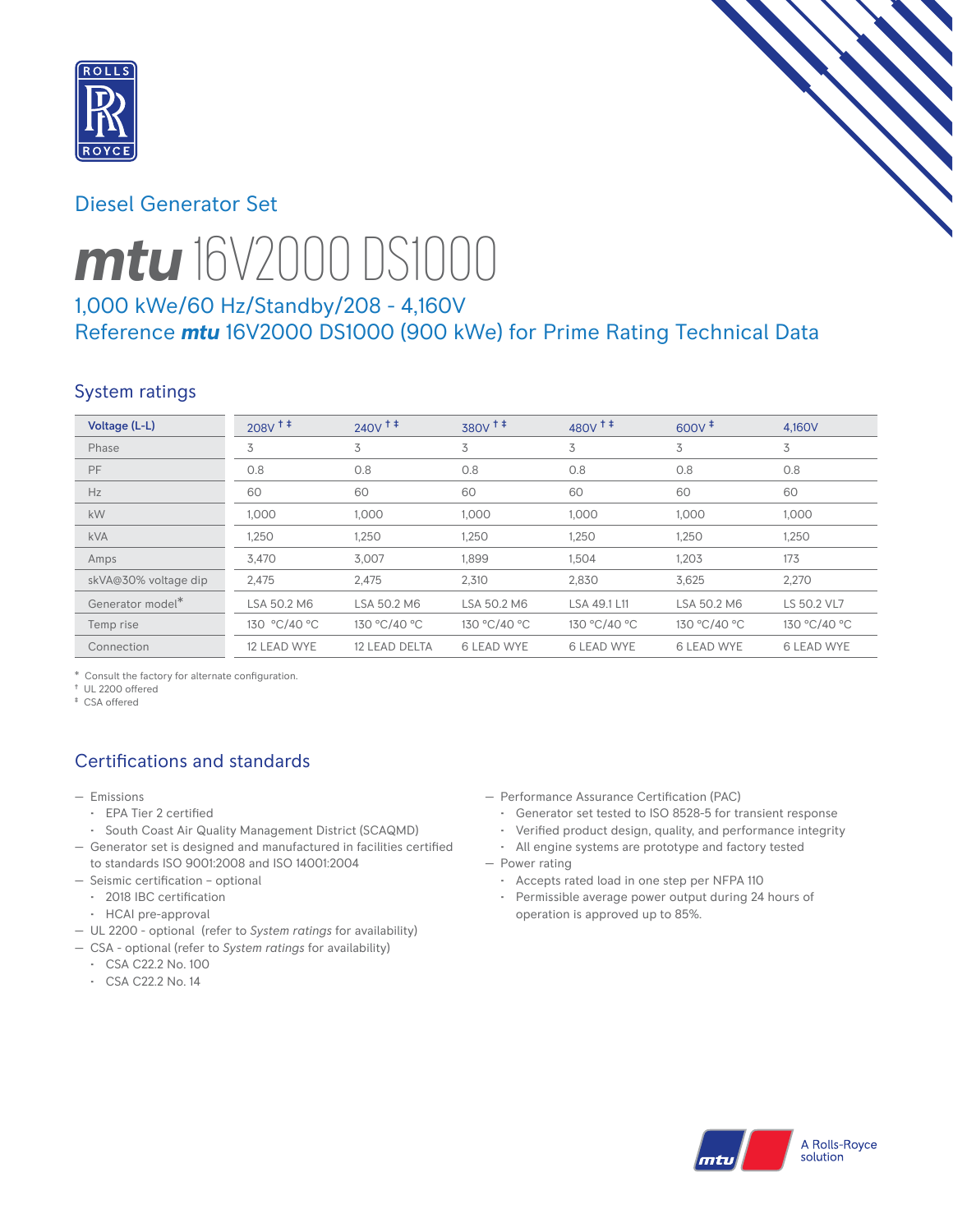# Diesel Generator Set

# *mtu* 16V2000 DS1000

## 1,000 kWe/60 Hz/Standby/208 - 4,160V
## Reference *mtu* 16V2000 DS1000 (900 kWe) for Prime Rating Technical Data

## System ratings

| Voltage (L-L) | 208V †‡ | 240V †‡ | 380V †‡ | 480V †‡ | 600V ‡ | 4,160V |
|---|---|---|---|---|---|---|
| Phase | 3 | 3 | 3 | 3 | 3 | 3 |
| PF | 0.8 | 0.8 | 0.8 | 0.8 | 0.8 | 0.8 |
| Hz | 60 | 60 | 60 | 60 | 60 | 60 |
| kW | 1,000 | 1,000 | 1,000 | 1,000 | 1,000 | 1,000 |
| kVA | 1,250 | 1,250 | 1,250 | 1,250 | 1,250 | 1,250 |
| Amps | 3,470 | 3,007 | 1,899 | 1,504 | 1,203 | 173 |
| skVA@30% voltage dip | 2,475 | 2,475 | 2,310 | 2,830 | 3,625 | 2,270 |
| Generator model* | LSA 50.2 M6 | LSA 50.2 M6 | LSA 50.2 M6 | LSA 49.1 L11 | LSA 50.2 M6 | LS 50.2 VL7 |
| Temp rise | 130 °C/40 °C | 130 °C/40 °C | 130 °C/40 °C | 130 °C/40 °C | 130 °C/40 °C | 130 °C/40 °C |
| Connection | 12 LEAD WYE | 12 LEAD DELTA | 6 LEAD WYE | 6 LEAD WYE | 6 LEAD WYE | 6 LEAD WYE |

* Consult the factory for alternate configuration.
† UL 2200 offered
‡ CSA offered

## Certifications and standards

- Emissions
  - EPA Tier 2 certified
  - South Coast Air Quality Management District (SCAQMD)
- Generator set is designed and manufactured in facilities certified to standards ISO 9001:2008 and ISO 14001:2004
- Seismic certification – optional
  - 2018 IBC certification
  - HCAI pre-approval
- UL 2200 - optional (refer to *System ratings* for availability)
- CSA - optional (refer to *System ratings* for availability)
  - CSA C22.2 No. 100
  - CSA C22.2 No. 14
- Performance Assurance Certification (PAC)
  - Generator set tested to ISO 8528-5 for transient response
  - Verified product design, quality, and performance integrity
  - All engine systems are prototype and factory tested
- Power rating
  - Accepts rated load in one step per NFPA 110
  - Permissible average power output during 24 hours of operation is approved up to 85%.

A Rolls-Royce solution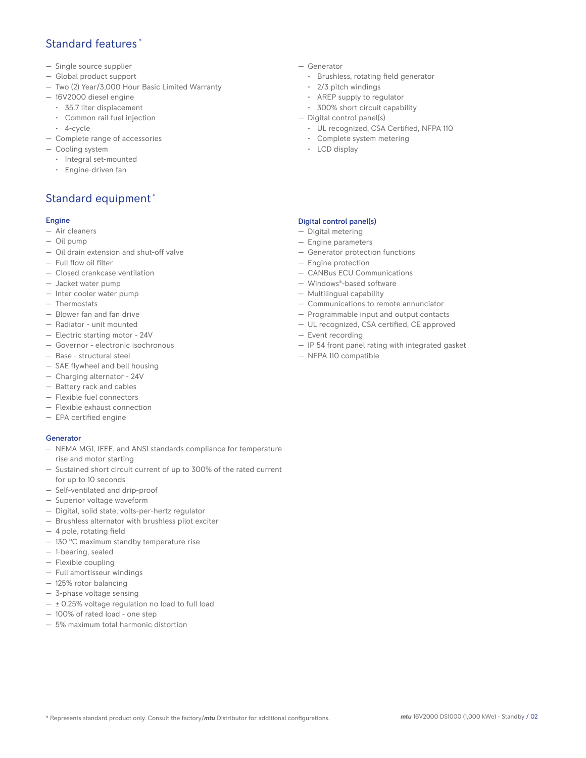## Standard features *

- Single source supplier
- Global product support
- Two (2) Year/3,000 Hour Basic Limited Warranty
- 16V2000 diesel engine
  - 35.7 liter displacement
  - Common rail fuel injection
  - 4-cycle
- Complete range of accessories
- Cooling system
  - Integral set-mounted
  - Engine-driven fan
- Generator
  - Brushless, rotating field generator
  - 2/3 pitch windings
  - AREP supply to regulator
  - 300% short circuit capability
- Digital control panel(s)
  - UL recognized, CSA Certified, NFPA 110
  - Complete system metering
  - LCD display

## Standard equipment *

### Engine

- Air cleaners
- Oil pump
- Oil drain extension and shut-off valve
- Full flow oil filter
- Closed crankcase ventilation
- Jacket water pump
- Inter cooler water pump
- Thermostats
- Blower fan and fan drive
- Radiator - unit mounted
- Electric starting motor - 24V
- Governor - electronic isochronous
- Base - structural steel
- SAE flywheel and bell housing
- Charging alternator - 24V
- Battery rack and cables
- Flexible fuel connectors
- Flexible exhaust connection
- EPA certified engine

### Generator

- NEMA MG1, IEEE, and ANSI standards compliance for temperature rise and motor starting
- Sustained short circuit current of up to 300% of the rated current for up to 10 seconds
- Self-ventilated and drip-proof
- Superior voltage waveform
- Digital, solid state, volts-per-hertz regulator
- Brushless alternator with brushless pilot exciter
- 4 pole, rotating field
- 130 °C maximum standby temperature rise
- 1-bearing, sealed
- Flexible coupling
- Full amortisseur windings
- 125% rotor balancing
- 3-phase voltage sensing
- ± 0.25% voltage regulation no load to full load
- 100% of rated load - one step
- 5% maximum total harmonic distortion

### Digital control panel(s)

- Digital metering
- Engine parameters
- Generator protection functions
- Engine protection
- CANBus ECU Communications
- Windows®-based software
- Multilingual capability
- Communications to remote annunciator
- Programmable input and output contacts
- UL recognized, CSA certified, CE approved
- Event recording
- IP 54 front panel rating with integrated gasket
- NFPA 110 compatible

* Represents standard product only. Consult the factory/*mtu* Distributor for additional configurations.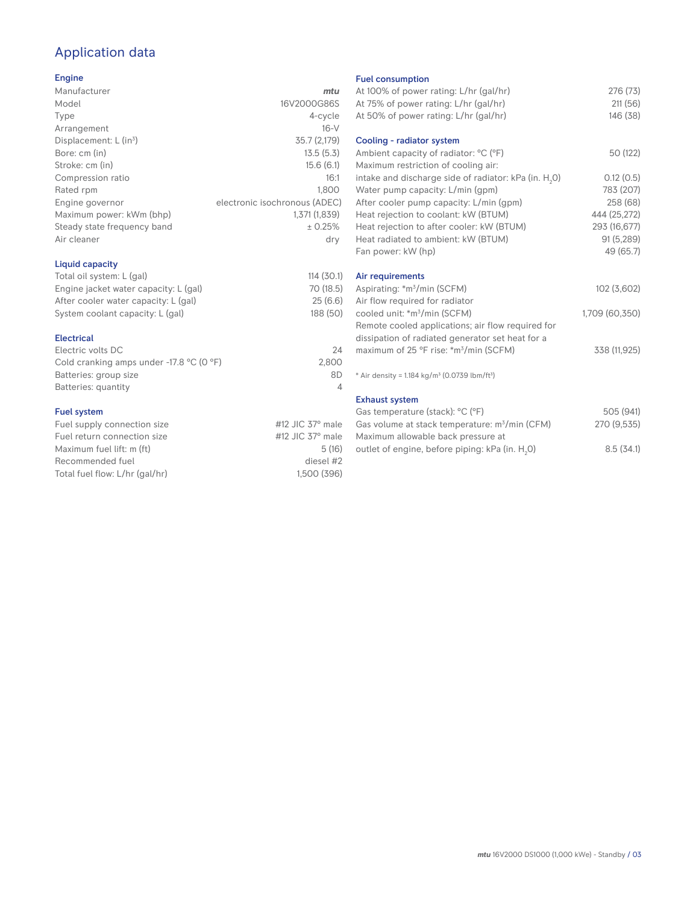# Application data

## Engine

| | |
|---|---|
| Manufacturer | *mtu* |
| Model | 16V2000G86S |
| Type | 4-cycle |
| Arrangement | 16-V |
| Displacement: L ($in^3$) | 35.7 (2,179) |
| Bore: cm (in) | 13.5 (5.3) |
| Stroke: cm (in) | 15.6 (6.1) |
| Compression ratio | 16:1 |
| Rated rpm | 1,800 |
| Engine governor | electronic isochronous (ADEC) |
| Maximum power: kWm (bhp) | 1,371 (1,839) |
| Steady state frequency band | ± 0.25% |
| Air cleaner | dry |

## Liquid capacity

| | |
|---|---|
| Total oil system: L (gal) | 114 (30.1) |
| Engine jacket water capacity: L (gal) | 70 (18.5) |
| After cooler water capacity: L (gal) | 25 (6.6) |
| System coolant capacity: L (gal) | 188 (50) |

## Electrical

| | |
|---|---|
| Electric volts DC | 24 |
| Cold cranking amps under -17.8 °C (0 °F) | 2,800 |
| Batteries: group size | 8D |
| Batteries: quantity | 4 |

## Fuel system

| | |
|---|---|
| Fuel supply connection size | #12 JIC 37° male |
| Fuel return connection size | #12 JIC 37° male |
| Maximum fuel lift: m (ft) | 5 (16) |
| Recommended fuel | diesel #2 |
| Total fuel flow: L/hr (gal/hr) | 1,500 (396) |

## Fuel consumption

| | |
|---|---|
| At 100% of power rating: L/hr (gal/hr) | 276 (73) |
| At 75% of power rating: L/hr (gal/hr) | 211 (56) |
| At 50% of power rating: L/hr (gal/hr) | 146 (38) |

## Cooling - radiator system

| | |
|---|---|
| Ambient capacity of radiator: °C (°F) | 50 (122) |
| Maximum restriction of cooling air: intake and discharge side of radiator: kPa (in. $H_2O$) | 0.12 (0.5) |
| Water pump capacity: L/min (gpm) | 783 (207) |
| After cooler pump capacity: L/min (gpm) | 258 (68) |
| Heat rejection to coolant: kW (BTUM) | 444 (25,272) |
| Heat rejection to after cooler: kW (BTUM) | 293 (16,677) |
| Heat radiated to ambient: kW (BTUM) | 91 (5,289) |
| Fan power: kW (hp) | 49 (65.7) |

## Air requirements

| | |
|---|---|
| Aspirating: *$m^3$/min (SCFM) | 102 (3,602) |
| Air flow required for radiator cooled unit: *$m^3$/min (SCFM) | 1,709 (60,350) |
| Remote cooled applications; air flow required for dissipation of radiated generator set heat for a maximum of 25 °F rise: *$m^3$/min (SCFM) | 338 (11,925) |

* Air density = 1.184 kg/$m^3$ (0.0739 lbm/$ft^3$)

## Exhaust system

| | |
|---|---|
| Gas temperature (stack): °C (°F) | 505 (941) |
| Gas volume at stack temperature: $m^3$/min (CFM) | 270 (9,535) |
| Maximum allowable back pressure at outlet of engine, before piping: kPa (in. $H_2O$) | 8.5 (34.1) |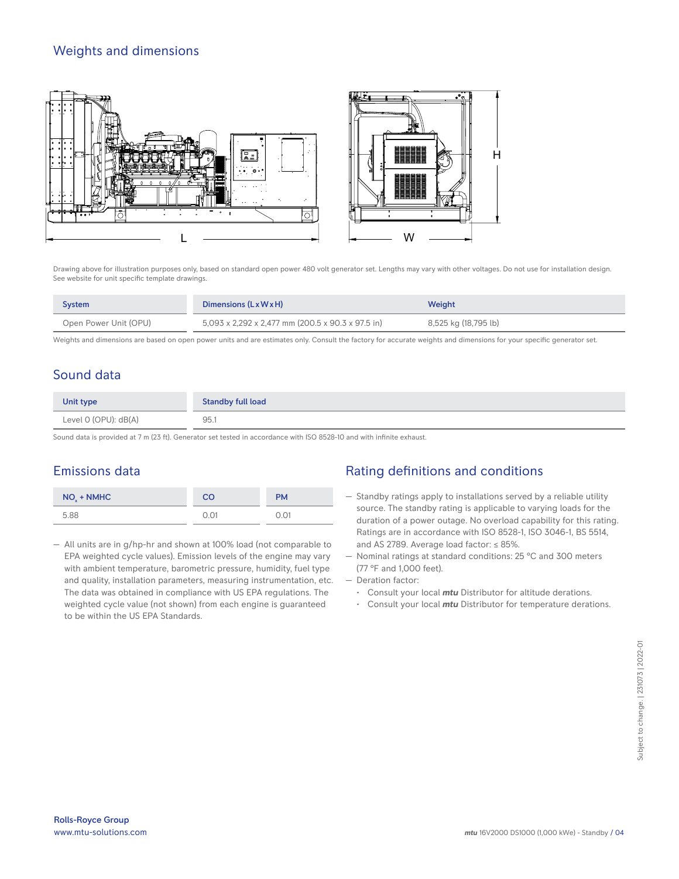## Weights and dimensions

L

W

H

Drawing above for illustration purposes only, based on standard open power 480 volt generator set. Lengths may vary with other voltages. Do not use for installation design. See website for unit specific template drawings.

| System | Dimensions (L x W x H) | Weight |
|---|---|---|
| Open Power Unit (OPU) | 5,093 x 2,292 x 2,477 mm (200.5 x 90.3 x 97.5 in) | 8,525 kg (18,795 lb) |

Weights and dimensions are based on open power units and are estimates only. Consult the factory for accurate weights and dimensions for your specific generator set.

## Sound data

| Unit type | Standby full load |
|---|---|
| Level 0 (OPU): dB(A) | 95.1 |

Sound data is provided at 7 m (23 ft). Generator set tested in accordance with ISO 8528-10 and with infinite exhaust.

## Emissions data

| $NO_x$ + NMHC | CO | PM |
|---|---|---|
| 5.88 | 0.01 | 0.01 |

— All units are in g/hp-hr and shown at 100% load (not comparable to EPA weighted cycle values). Emission levels of the engine may vary with ambient temperature, barometric pressure, humidity, fuel type and quality, installation parameters, measuring instrumentation, etc. The data was obtained in compliance with US EPA regulations. The weighted cycle value (not shown) from each engine is guaranteed to be within the US EPA Standards.

## Rating definitions and conditions

— Standby ratings apply to installations served by a reliable utility source. The standby rating is applicable to varying loads for the duration of a power outage. No overload capability for this rating. Ratings are in accordance with ISO 8528-1, ISO 3046-1, BS 5514, and AS 2789. Average load factor: ≤ 85%.

— Nominal ratings at standard conditions: 25 °C and 300 meters (77 °F and 1,000 feet).

— Deration factor:

- Consult your local ***mtu*** Distributor for altitude derations.
- Consult your local ***mtu*** Distributor for temperature derations.

Subject to change. | 231073 | 2022-01

Rolls-Royce Group
www.mtu-solutions.com